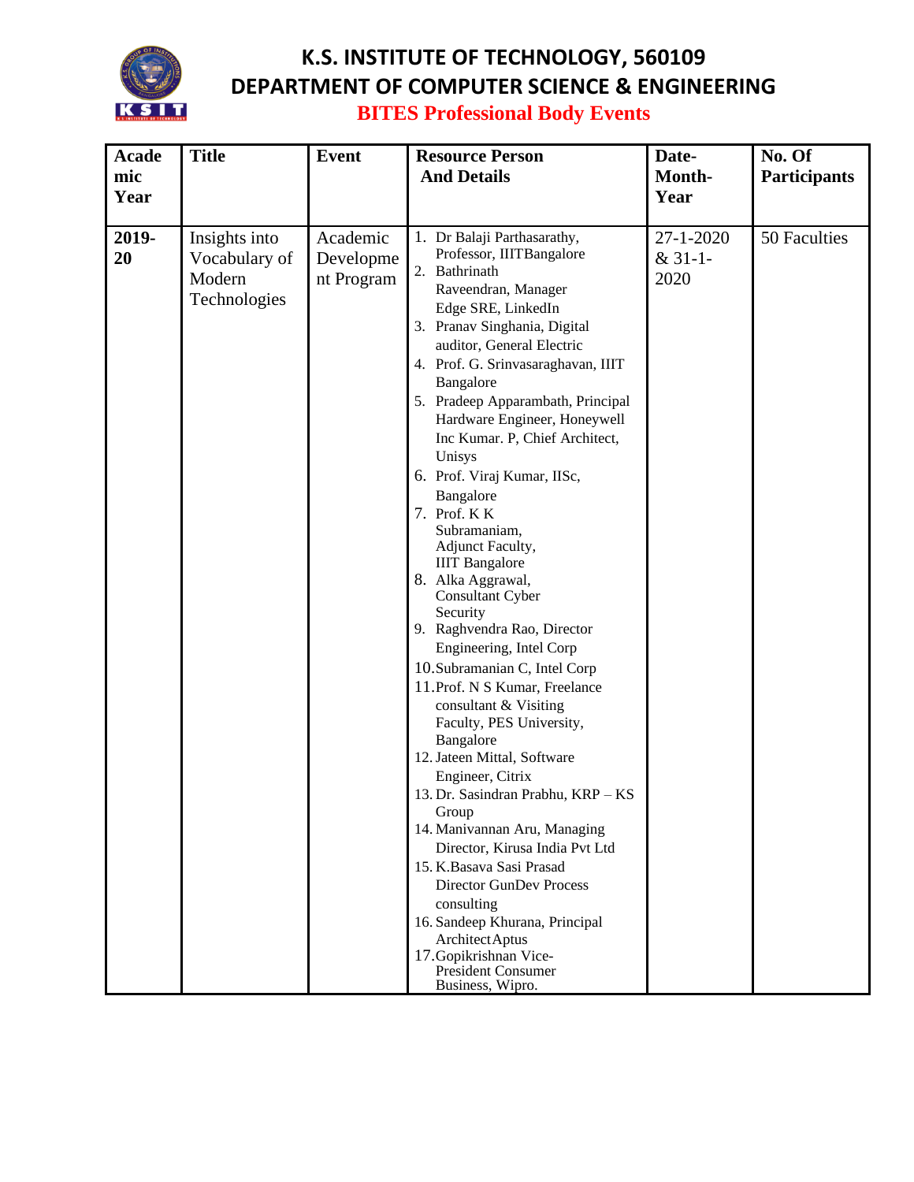# K.S. INSTITUTE OF TECHNOLOGY, 560109

## DEPARTMENT OF COMPUTER SCIENCE & ENGINEERING

### BITES Professional Body Events

| Academic Year | Title | Event | Resource Person And Details | Date-Month-Year | No. Of Participants |
|---|---|---|---|---|---|
| **2019-20** | Insights into Vocabulary of Modern Technologies | Academic Development Program | 1. Dr Balaji Parthasarathy, Professor, IIITBangalore<br>2. Bathrinath Raveendran, Manager Edge SRE, LinkedIn<br>3. Pranav Singhania, Digital auditor, General Electric<br>4. Prof. G. Srinvasaraghavan, IIIT Bangalore<br>5. Pradeep Apparambath, Principal Hardware Engineer, Honeywell Inc Kumar. P, Chief Architect, Unisys<br>6. Prof. Viraj Kumar, IISc, Bangalore<br>7. Prof. K K Subramaniam, Adjunct Faculty, IIIT Bangalore<br>8. Alka Aggrawal, Consultant Cyber Security<br>9. Raghvendra Rao, Director Engineering, Intel Corp<br>10. Subramanian C, Intel Corp<br>11. Prof. N S Kumar, Freelance consultant & Visiting Faculty, PES University, Bangalore<br>12. Jateen Mittal, Software Engineer, Citrix<br>13. Dr. Sasindran Prabhu, KRP – KS Group<br>14. Manivannan Aru, Managing Director, Kirusa India Pvt Ltd<br>15. K.Basava Sasi Prasad Director GunDev Process consulting<br>16. Sandeep Khurana, Principal ArchitectAptus<br>17. Gopikrishnan Vice-President Consumer Business, Wipro. | 27-1-2020 & 31-1-2020 | 50 Faculties |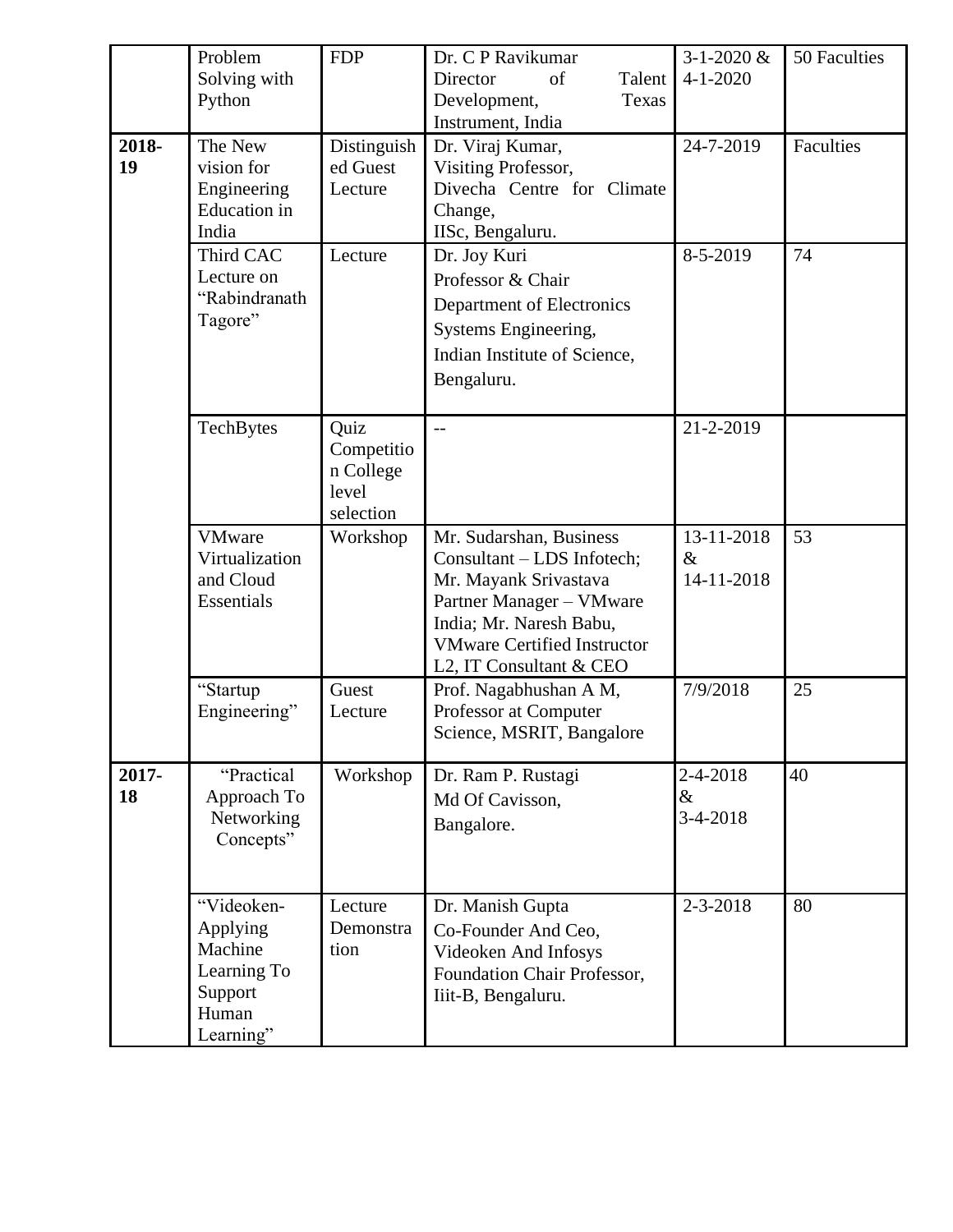| | | | | | |
|---|---|---|---|---|---|
| | Problem Solving with Python | FDP | Dr. C P Ravikumar Director of Talent Development, Texas Instrument, India | 3-1-2020 & 4-1-2020 | 50 Faculties |
| 2018-19 | The New vision for Engineering Education in India | Distinguished Guest Lecture | Dr. Viraj Kumar, Visiting Professor, Divecha Centre for Climate Change, IISc, Bengaluru. | 24-7-2019 | Faculties |
| | Third CAC Lecture on "Rabindranath Tagore" | Lecture | Dr. Joy Kuri Professor & Chair Department of Electronics Systems Engineering, Indian Institute of Science, Bengaluru. | 8-5-2019 | 74 |
| | TechBytes | Quiz Competition College level selection | -- | 21-2-2019 | |
| | VMware Virtualization and Cloud Essentials | Workshop | Mr. Sudarshan, Business Consultant – LDS Infotech; Mr. Mayank Srivastava Partner Manager – VMware India; Mr. Naresh Babu, VMware Certified Instructor L2, IT Consultant & CEO | 13-11-2018 & 14-11-2018 | 53 |
| | "Startup Engineering" | Guest Lecture | Prof. Nagabhushan A M, Professor at Computer Science, MSRIT, Bangalore | 7/9/2018 | 25 |
| 2017-18 | "Practical Approach To Networking Concepts" | Workshop | Dr. Ram P. Rustagi Md Of Cavisson, Bangalore. | 2-4-2018 & 3-4-2018 | 40 |
| | "Videoken-Applying Machine Learning To Support Human Learning" | Lecture Demonstration | Dr. Manish Gupta Co-Founder And Ceo, Videoken And Infosys Foundation Chair Professor, Iiit-B, Bengaluru. | 2-3-2018 | 80 |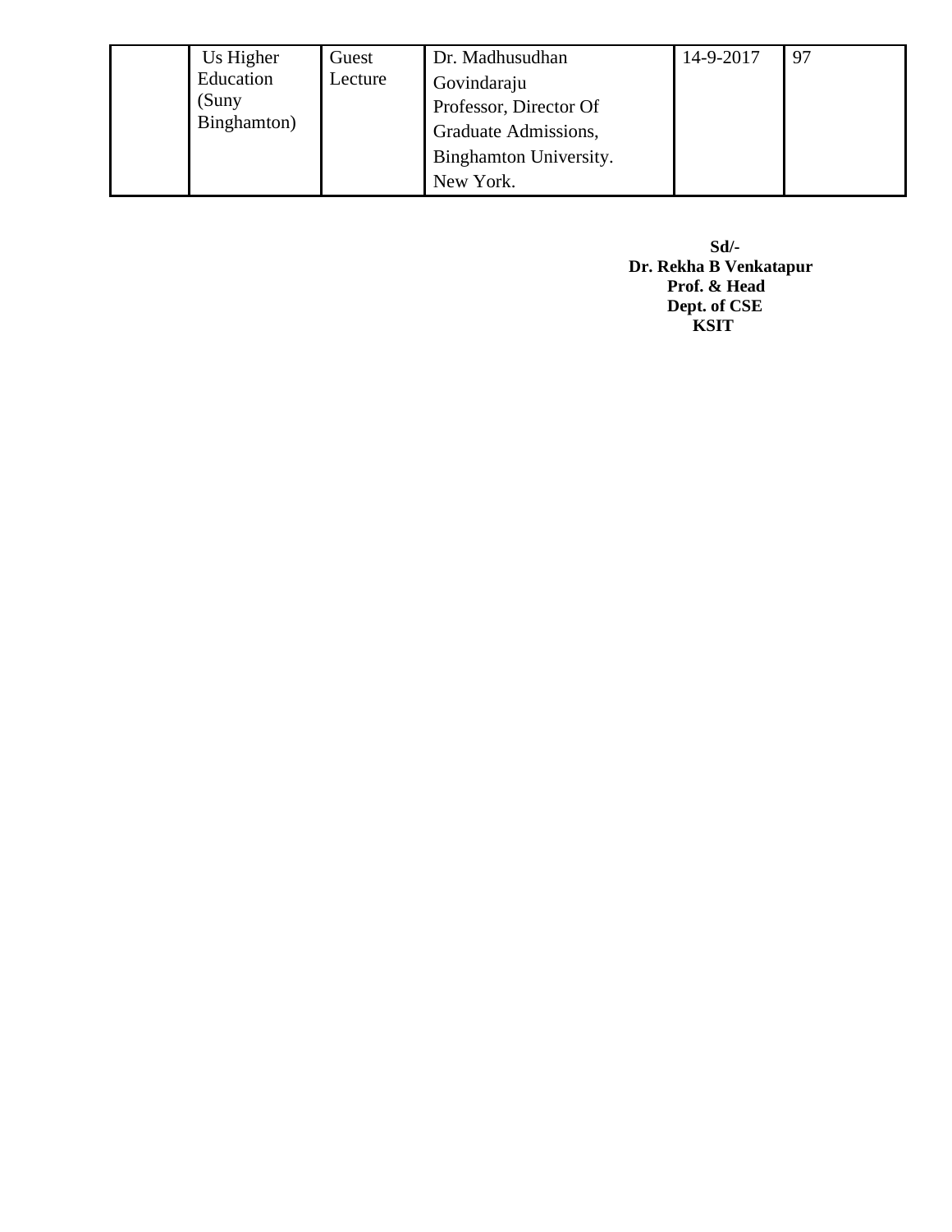| | | | | | |
|---|---|---|---|---|---|
| | Us Higher Education (Suny Binghamton) | Guest Lecture | Dr. Madhusudhan Govindaraju Professor, Director Of Graduate Admissions, Binghamton University. New York. | 14-9-2017 | 97 |

**Sd/-**
**Dr. Rekha B Venkatapur**
**Prof. & Head**
**Dept. of CSE**
**KSIT**